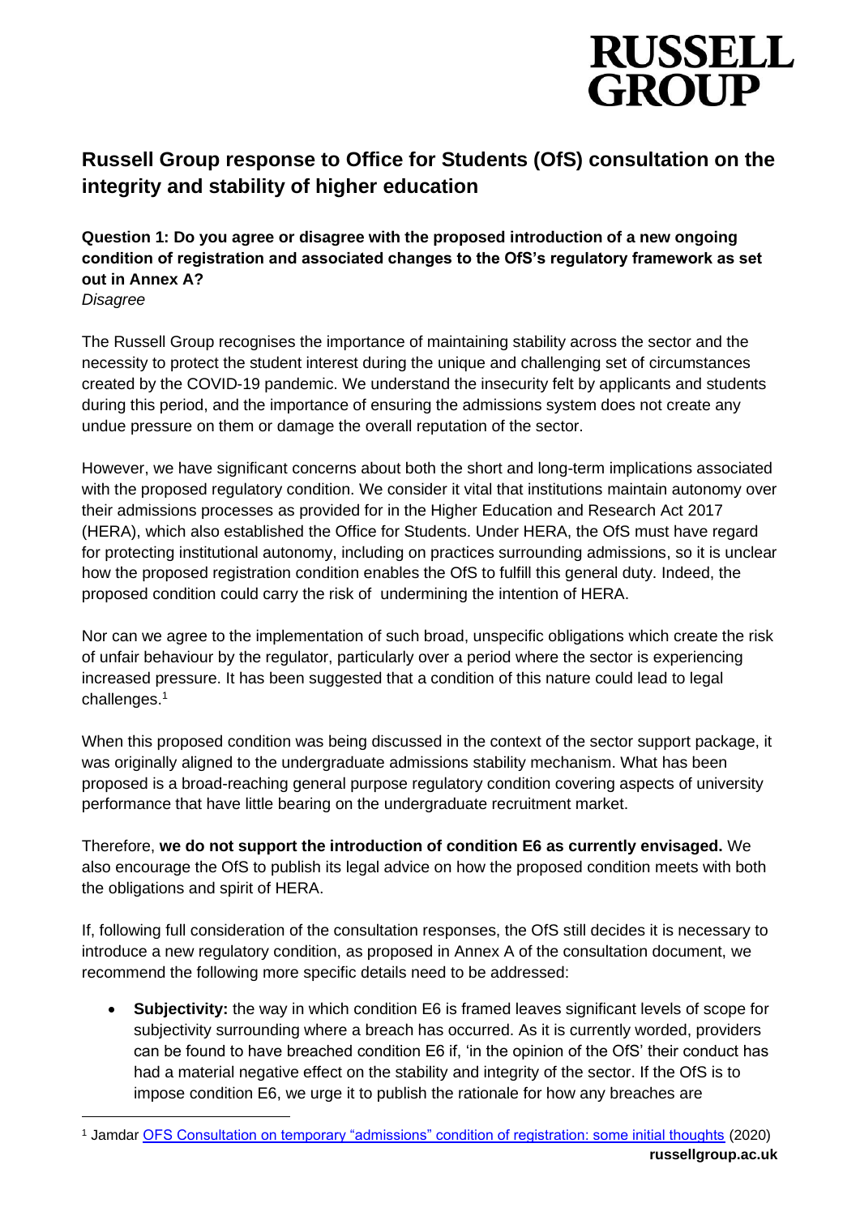# Russell Group response to Office for Students (OfS) consultation on the integrity and stability of higher education

**Question 1: Do you agree or disagree with the proposed introduction of a new ongoing condition of registration and associated changes to the OfS's regulatory framework as set out in Annex A?**
*Disagree*

The Russell Group recognises the importance of maintaining stability across the sector and the necessity to protect the student interest during the unique and challenging set of circumstances created by the COVID-19 pandemic. We understand the insecurity felt by applicants and students during this period, and the importance of ensuring the admissions system does not create any undue pressure on them or damage the overall reputation of the sector.

However, we have significant concerns about both the short and long-term implications associated with the proposed regulatory condition. We consider it vital that institutions maintain autonomy over their admissions processes as provided for in the Higher Education and Research Act 2017 (HERA), which also established the Office for Students. Under HERA, the OfS must have regard for protecting institutional autonomy, including on practices surrounding admissions, so it is unclear how the proposed registration condition enables the OfS to fulfill this general duty. Indeed, the proposed condition could carry the risk of undermining the intention of HERA.

Nor can we agree to the implementation of such broad, unspecific obligations which create the risk of unfair behaviour by the regulator, particularly over a period where the sector is experiencing increased pressure. It has been suggested that a condition of this nature could lead to legal challenges.[1]

When this proposed condition was being discussed in the context of the sector support package, it was originally aligned to the undergraduate admissions stability mechanism. What has been proposed is a broad-reaching general purpose regulatory condition covering aspects of university performance that have little bearing on the undergraduate recruitment market.

Therefore, **we do not support the introduction of condition E6 as currently envisaged.** We also encourage the OfS to publish its legal advice on how the proposed condition meets with both the obligations and spirit of HERA.

If, following full consideration of the consultation responses, the OfS still decides it is necessary to introduce a new regulatory condition, as proposed in Annex A of the consultation document, we recommend the following more specific details need to be addressed:

- **Subjectivity:** the way in which condition E6 is framed leaves significant levels of scope for subjectivity surrounding where a breach has occurred. As it is currently worded, providers can be found to have breached condition E6 if, 'in the opinion of the OfS' their conduct has had a material negative effect on the stability and integrity of the sector. If the OfS is to impose condition E6, we urge it to publish the rationale for how any breaches are

[1] Jamdar OFS Consultation on temporary "admissions" condition of registration: some initial thoughts (2020)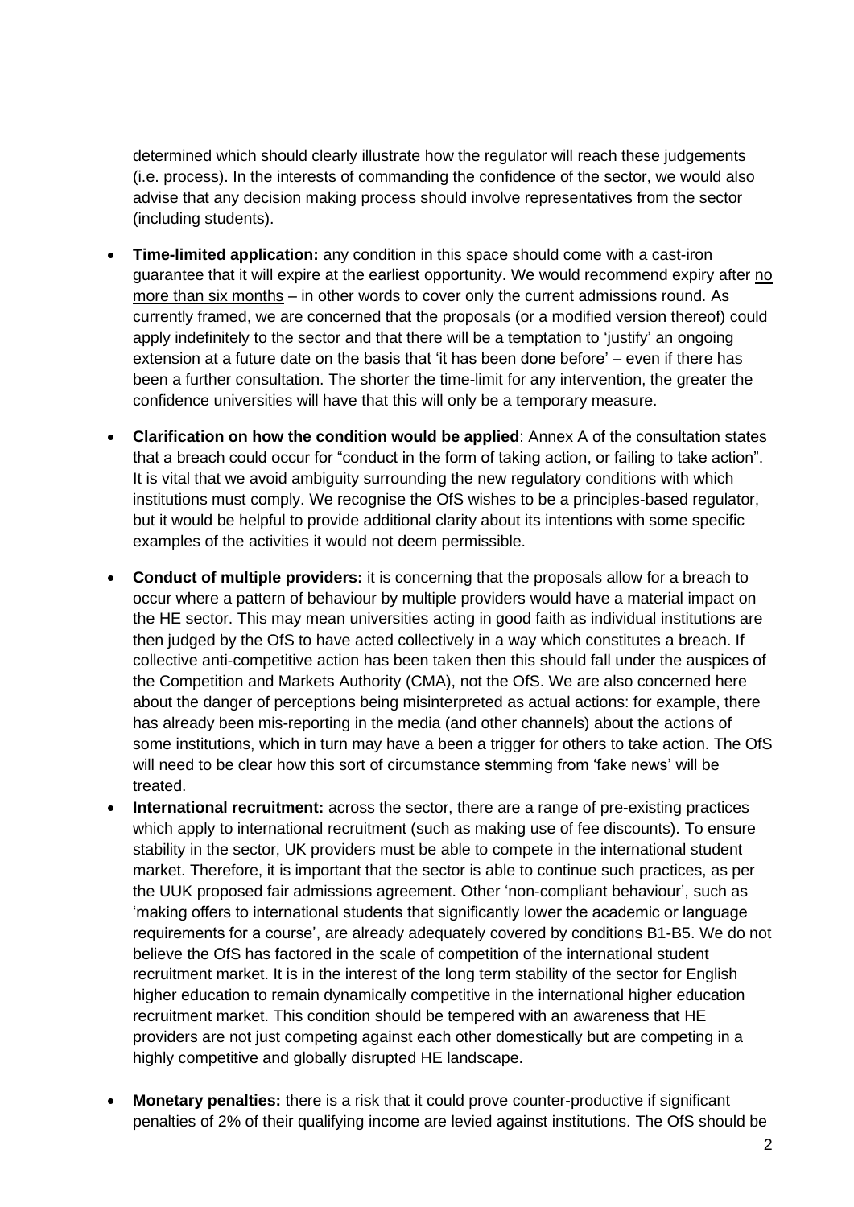determined which should clearly illustrate how the regulator will reach these judgements (i.e. process). In the interests of commanding the confidence of the sector, we would also advise that any decision making process should involve representatives from the sector (including students).

- **Time-limited application:** any condition in this space should come with a cast-iron guarantee that it will expire at the earliest opportunity. We would recommend expiry after no more than six months – in other words to cover only the current admissions round. As currently framed, we are concerned that the proposals (or a modified version thereof) could apply indefinitely to the sector and that there will be a temptation to 'justify' an ongoing extension at a future date on the basis that 'it has been done before' – even if there has been a further consultation. The shorter the time-limit for any intervention, the greater the confidence universities will have that this will only be a temporary measure.

- **Clarification on how the condition would be applied**: Annex A of the consultation states that a breach could occur for "conduct in the form of taking action, or failing to take action". It is vital that we avoid ambiguity surrounding the new regulatory conditions with which institutions must comply. We recognise the OfS wishes to be a principles-based regulator, but it would be helpful to provide additional clarity about its intentions with some specific examples of the activities it would not deem permissible.

- **Conduct of multiple providers:** it is concerning that the proposals allow for a breach to occur where a pattern of behaviour by multiple providers would have a material impact on the HE sector. This may mean universities acting in good faith as individual institutions are then judged by the OfS to have acted collectively in a way which constitutes a breach. If collective anti-competitive action has been taken then this should fall under the auspices of the Competition and Markets Authority (CMA), not the OfS. We are also concerned here about the danger of perceptions being misinterpreted as actual actions: for example, there has already been mis-reporting in the media (and other channels) about the actions of some institutions, which in turn may have a been a trigger for others to take action. The OfS will need to be clear how this sort of circumstance stemming from 'fake news' will be treated.

- **International recruitment:** across the sector, there are a range of pre-existing practices which apply to international recruitment (such as making use of fee discounts). To ensure stability in the sector, UK providers must be able to compete in the international student market. Therefore, it is important that the sector is able to continue such practices, as per the UUK proposed fair admissions agreement. Other 'non-compliant behaviour', such as 'making offers to international students that significantly lower the academic or language requirements for a course', are already adequately covered by conditions B1-B5. We do not believe the OfS has factored in the scale of competition of the international student recruitment market. It is in the interest of the long term stability of the sector for English higher education to remain dynamically competitive in the international higher education recruitment market. This condition should be tempered with an awareness that HE providers are not just competing against each other domestically but are competing in a highly competitive and globally disrupted HE landscape.

- **Monetary penalties:** there is a risk that it could prove counter-productive if significant penalties of 2% of their qualifying income are levied against institutions. The OfS should be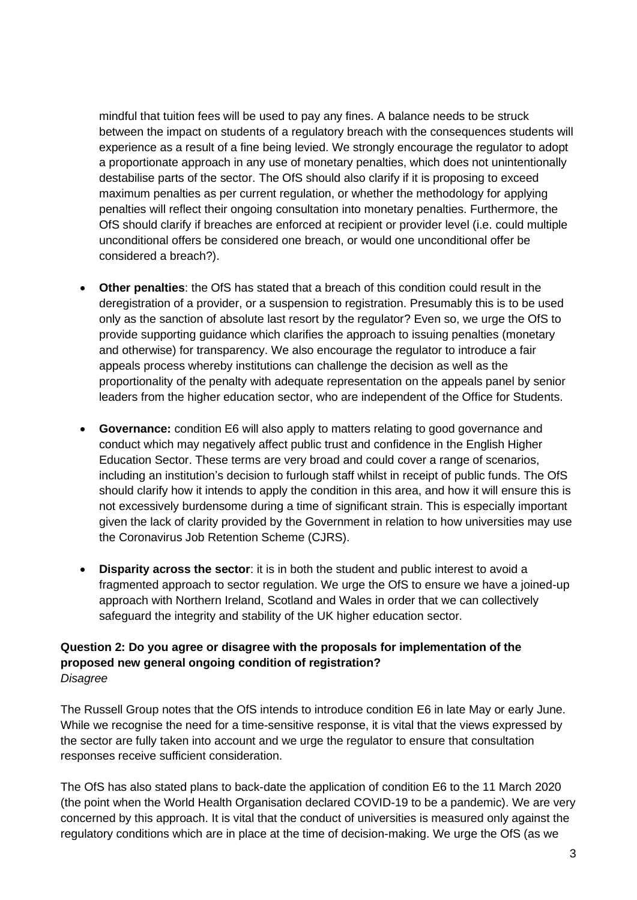mindful that tuition fees will be used to pay any fines. A balance needs to be struck between the impact on students of a regulatory breach with the consequences students will experience as a result of a fine being levied. We strongly encourage the regulator to adopt a proportionate approach in any use of monetary penalties, which does not unintentionally destabilise parts of the sector. The OfS should also clarify if it is proposing to exceed maximum penalties as per current regulation, or whether the methodology for applying penalties will reflect their ongoing consultation into monetary penalties. Furthermore, the OfS should clarify if breaches are enforced at recipient or provider level (i.e. could multiple unconditional offers be considered one breach, or would one unconditional offer be considered a breach?).

- **Other penalties**: the OfS has stated that a breach of this condition could result in the deregistration of a provider, or a suspension to registration. Presumably this is to be used only as the sanction of absolute last resort by the regulator? Even so, we urge the OfS to provide supporting guidance which clarifies the approach to issuing penalties (monetary and otherwise) for transparency. We also encourage the regulator to introduce a fair appeals process whereby institutions can challenge the decision as well as the proportionality of the penalty with adequate representation on the appeals panel by senior leaders from the higher education sector, who are independent of the Office for Students.
- **Governance:** condition E6 will also apply to matters relating to good governance and conduct which may negatively affect public trust and confidence in the English Higher Education Sector. These terms are very broad and could cover a range of scenarios, including an institution's decision to furlough staff whilst in receipt of public funds. The OfS should clarify how it intends to apply the condition in this area, and how it will ensure this is not excessively burdensome during a time of significant strain. This is especially important given the lack of clarity provided by the Government in relation to how universities may use the Coronavirus Job Retention Scheme (CJRS).
- **Disparity across the sector**: it is in both the student and public interest to avoid a fragmented approach to sector regulation. We urge the OfS to ensure we have a joined-up approach with Northern Ireland, Scotland and Wales in order that we can collectively safeguard the integrity and stability of the UK higher education sector.

**Question 2: Do you agree or disagree with the proposals for implementation of the proposed new general ongoing condition of registration?**
*Disagree*

The Russell Group notes that the OfS intends to introduce condition E6 in late May or early June. While we recognise the need for a time-sensitive response, it is vital that the views expressed by the sector are fully taken into account and we urge the regulator to ensure that consultation responses receive sufficient consideration.

The OfS has also stated plans to back-date the application of condition E6 to the 11 March 2020 (the point when the World Health Organisation declared COVID-19 to be a pandemic). We are very concerned by this approach. It is vital that the conduct of universities is measured only against the regulatory conditions which are in place at the time of decision-making. We urge the OfS (as we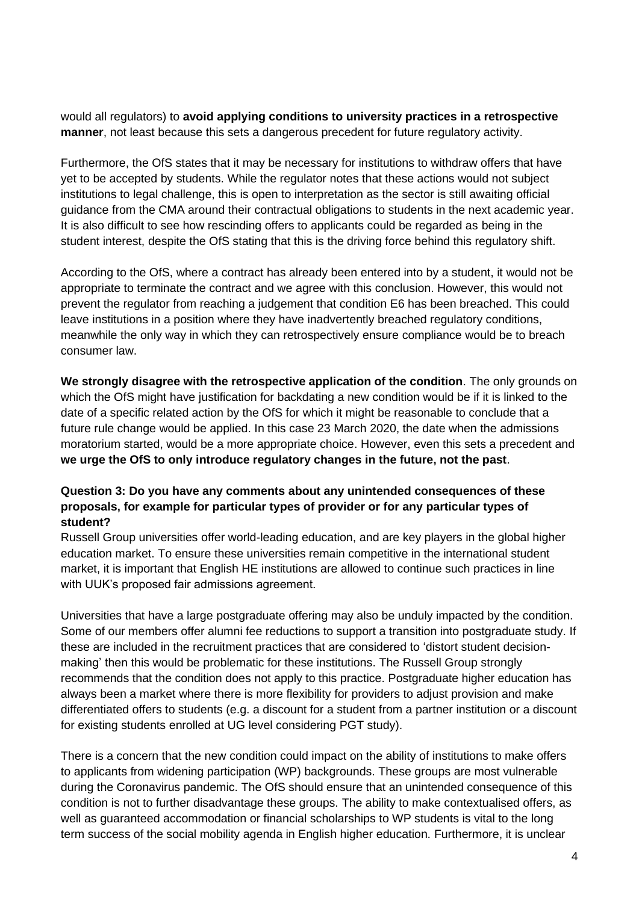would all regulators) to **avoid applying conditions to university practices in a retrospective manner**, not least because this sets a dangerous precedent for future regulatory activity.

Furthermore, the OfS states that it may be necessary for institutions to withdraw offers that have yet to be accepted by students. While the regulator notes that these actions would not subject institutions to legal challenge, this is open to interpretation as the sector is still awaiting official guidance from the CMA around their contractual obligations to students in the next academic year. It is also difficult to see how rescinding offers to applicants could be regarded as being in the student interest, despite the OfS stating that this is the driving force behind this regulatory shift.

According to the OfS, where a contract has already been entered into by a student, it would not be appropriate to terminate the contract and we agree with this conclusion. However, this would not prevent the regulator from reaching a judgement that condition E6 has been breached. This could leave institutions in a position where they have inadvertently breached regulatory conditions, meanwhile the only way in which they can retrospectively ensure compliance would be to breach consumer law.

**We strongly disagree with the retrospective application of the condition**. The only grounds on which the OfS might have justification for backdating a new condition would be if it is linked to the date of a specific related action by the OfS for which it might be reasonable to conclude that a future rule change would be applied. In this case 23 March 2020, the date when the admissions moratorium started, would be a more appropriate choice. However, even this sets a precedent and **we urge the OfS to only introduce regulatory changes in the future, not the past**.

**Question 3: Do you have any comments about any unintended consequences of these proposals, for example for particular types of provider or for any particular types of student?**

Russell Group universities offer world-leading education, and are key players in the global higher education market. To ensure these universities remain competitive in the international student market, it is important that English HE institutions are allowed to continue such practices in line with UUK's proposed fair admissions agreement.

Universities that have a large postgraduate offering may also be unduly impacted by the condition. Some of our members offer alumni fee reductions to support a transition into postgraduate study. If these are included in the recruitment practices that are considered to 'distort student decision-making' then this would be problematic for these institutions. The Russell Group strongly recommends that the condition does not apply to this practice. Postgraduate higher education has always been a market where there is more flexibility for providers to adjust provision and make differentiated offers to students (e.g. a discount for a student from a partner institution or a discount for existing students enrolled at UG level considering PGT study).

There is a concern that the new condition could impact on the ability of institutions to make offers to applicants from widening participation (WP) backgrounds. These groups are most vulnerable during the Coronavirus pandemic. The OfS should ensure that an unintended consequence of this condition is not to further disadvantage these groups. The ability to make contextualised offers, as well as guaranteed accommodation or financial scholarships to WP students is vital to the long term success of the social mobility agenda in English higher education. Furthermore, it is unclear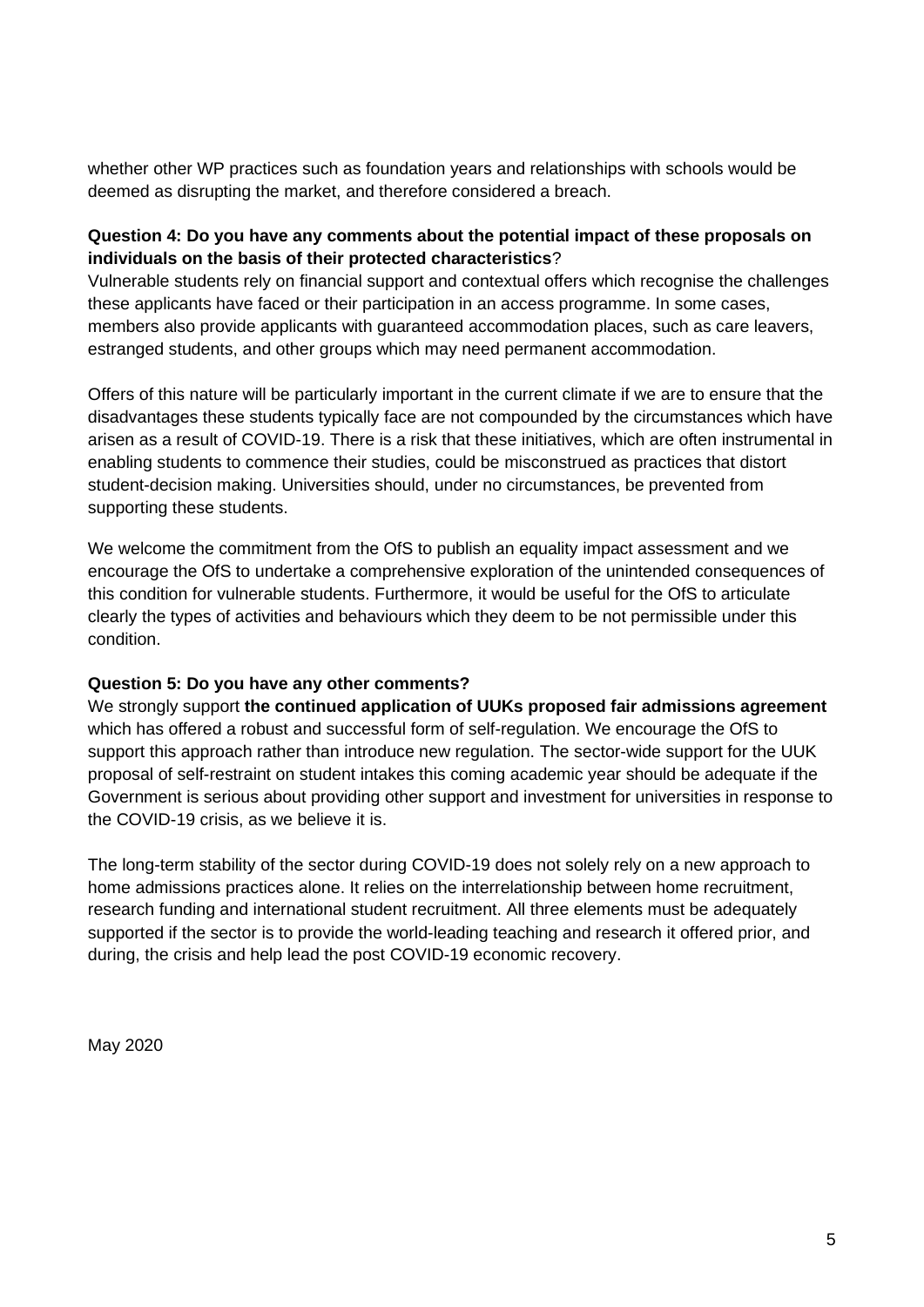whether other WP practices such as foundation years and relationships with schools would be deemed as disrupting the market, and therefore considered a breach.

**Question 4: Do you have any comments about the potential impact of these proposals on individuals on the basis of their protected characteristics**?

Vulnerable students rely on financial support and contextual offers which recognise the challenges these applicants have faced or their participation in an access programme. In some cases, members also provide applicants with guaranteed accommodation places, such as care leavers, estranged students, and other groups which may need permanent accommodation.

Offers of this nature will be particularly important in the current climate if we are to ensure that the disadvantages these students typically face are not compounded by the circumstances which have arisen as a result of COVID-19. There is a risk that these initiatives, which are often instrumental in enabling students to commence their studies, could be misconstrued as practices that distort student-decision making. Universities should, under no circumstances, be prevented from supporting these students.

We welcome the commitment from the OfS to publish an equality impact assessment and we encourage the OfS to undertake a comprehensive exploration of the unintended consequences of this condition for vulnerable students. Furthermore, it would be useful for the OfS to articulate clearly the types of activities and behaviours which they deem to be not permissible under this condition.

**Question 5: Do you have any other comments?**

We strongly support **the continued application of UUKs proposed fair admissions agreement** which has offered a robust and successful form of self-regulation. We encourage the OfS to support this approach rather than introduce new regulation. The sector-wide support for the UUK proposal of self-restraint on student intakes this coming academic year should be adequate if the Government is serious about providing other support and investment for universities in response to the COVID-19 crisis, as we believe it is.

The long-term stability of the sector during COVID-19 does not solely rely on a new approach to home admissions practices alone. It relies on the interrelationship between home recruitment, research funding and international student recruitment. All three elements must be adequately supported if the sector is to provide the world-leading teaching and research it offered prior, and during, the crisis and help lead the post COVID-19 economic recovery.

May 2020